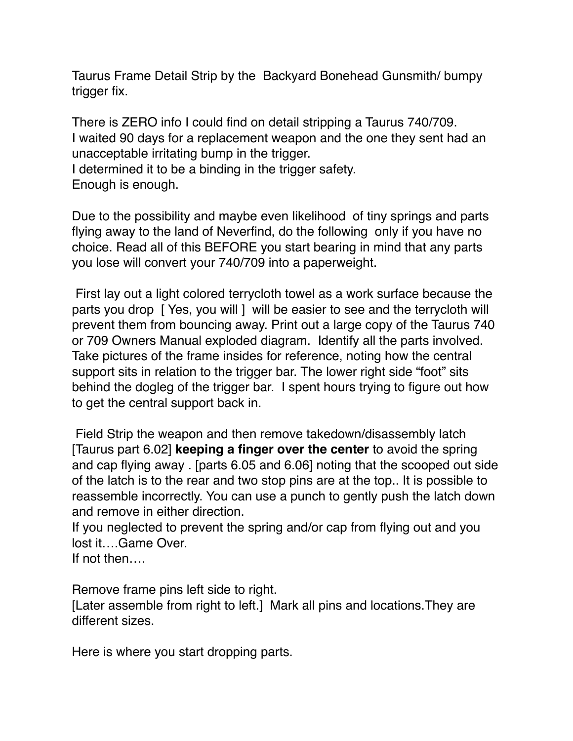Taurus Frame Detail Strip by the  Backyard Bonehead Gunsmith/ bumpy trigger fix.

There is ZERO info I could find on detail stripping a Taurus 740/709.
I waited 90 days for a replacement weapon and the one they sent had an unacceptable irritating bump in the trigger.
I determined it to be a binding in the trigger safety.
Enough is enough.

Due to the possibility and maybe even likelihood  of tiny springs and parts flying away to the land of Neverfind, do the following  only if you have no choice. Read all of this BEFORE you start bearing in mind that any parts you lose will convert your 740/709 into a paperweight.

First lay out a light colored terrycloth towel as a work surface because the parts you drop  [ Yes, you will ]  will be easier to see and the terrycloth will prevent them from bouncing away. Print out a large copy of the Taurus 740 or 709 Owners Manual exploded diagram.  Identify all the parts involved. Take pictures of the frame insides for reference, noting how the central support sits in relation to the trigger bar. The lower right side "foot" sits behind the dogleg of the trigger bar.  I spent hours trying to figure out how to get the central support back in.

Field Strip the weapon and then remove takedown/disassembly latch [Taurus part 6.02] **keeping a finger over the center** to avoid the spring and cap flying away . [parts 6.05 and 6.06] noting that the scooped out side of the latch is to the rear and two stop pins are at the top.. It is possible to reassemble incorrectly. You can use a punch to gently push the latch down and remove in either direction.
If you neglected to prevent the spring and/or cap from flying out and you lost it….Game Over.
If not then….

Remove frame pins left side to right.
[Later assemble from right to left.]  Mark all pins and locations.They are different sizes.

Here is where you start dropping parts.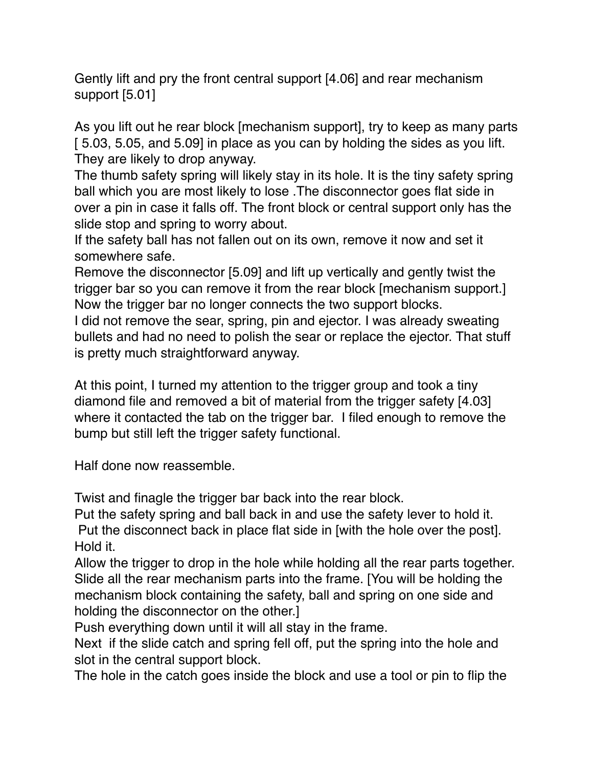Gently lift and pry the front central support [4.06] and rear mechanism support [5.01]

As you lift out he rear block [mechanism support], try to keep as many parts [ 5.03, 5.05, and 5.09] in place as you can by holding the sides as you lift. They are likely to drop anyway.
The thumb safety spring will likely stay in its hole. It is the tiny safety spring ball which you are most likely to lose .The disconnector goes flat side in over a pin in case it falls off. The front block or central support only has the slide stop and spring to worry about.
If the safety ball has not fallen out on its own, remove it now and set it somewhere safe.
Remove the disconnector [5.09] and lift up vertically and gently twist the trigger bar so you can remove it from the rear block [mechanism support.]
Now the trigger bar no longer connects the two support blocks.
I did not remove the sear, spring, pin and ejector. I was already sweating bullets and had no need to polish the sear or replace the ejector. That stuff is pretty much straightforward anyway.

At this point, I turned my attention to the trigger group and took a tiny diamond file and removed a bit of material from the trigger safety [4.03] where it contacted the tab on the trigger bar. I filed enough to remove the bump but still left the trigger safety functional.

Half done now reassemble.

Twist and finagle the trigger bar back into the rear block.
Put the safety spring and ball back in and use the safety lever to hold it.
Put the disconnect back in place flat side in [with the hole over the post]. Hold it.
Allow the trigger to drop in the hole while holding all the rear parts together.
Slide all the rear mechanism parts into the frame. [You will be holding the mechanism block containing the safety, ball and spring on one side and holding the disconnector on the other.]
Push everything down until it will all stay in the frame.
Next if the slide catch and spring fell off, put the spring into the hole and slot in the central support block.
The hole in the catch goes inside the block and use a tool or pin to flip the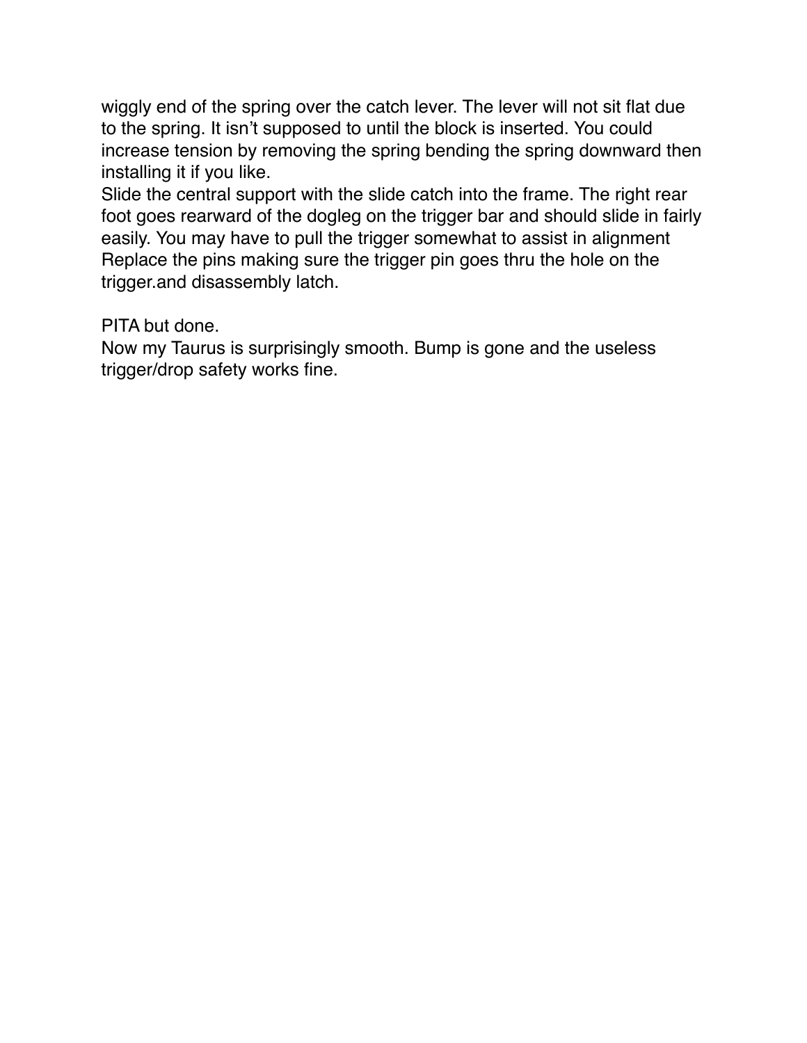wiggly end of the spring over the catch lever. The lever will not sit flat due to the spring. It isn't supposed to until the block is inserted. You could increase tension by removing the spring bending the spring downward then installing it if you like.
Slide the central support with the slide catch into the frame. The right rear foot goes rearward of the dogleg on the trigger bar and should slide in fairly easily. You may have to pull the trigger somewhat to assist in alignment
Replace the pins making sure the trigger pin goes thru the hole on the trigger.and disassembly latch.

PITA but done.
Now my Taurus is surprisingly smooth. Bump is gone and the useless trigger/drop safety works fine.